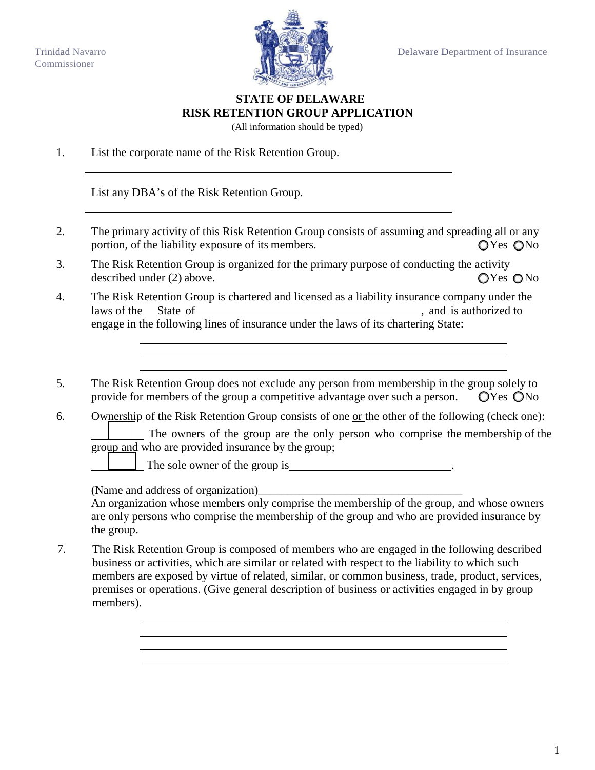Trinidad Navarro
Commissioner

Delaware Department of Insurance

# STATE OF DELAWARE
# RISK RETENTION GROUP APPLICATION

(All information should be typed)

1. List the corporate name of the Risk Retention Group.

   ______________________________________________________________

   List any DBA's of the Risk Retention Group.

   ______________________________________________________________

2. The primary activity of this Risk Retention Group consists of assuming and spreading all or any portion, of the liability exposure of its members. ○Yes ○No

3. The Risk Retention Group is organized for the primary purpose of conducting the activity described under (2) above. ○Yes ○No

4. The Risk Retention Group is chartered and licensed as a liability insurance company under the laws of the State of________________________________________, and is authorized to engage in the following lines of insurance under the laws of its chartering State:

   ______________________________________________________________
   ______________________________________________________________
   ______________________________________________________________

5. The Risk Retention Group does not exclude any person from membership in the group solely to provide for members of the group a competitive advantage over such a person. ○Yes ○No

6. Ownership of the Risk Retention Group consists of one or the other of the following (check one):

   ☐ The owners of the group are the only person who comprise the membership of the group and who are provided insurance by the group;

   ☐ The sole owner of the group is____________________________.

   (Name and address of organization)___________________________________
   An organization whose members only comprise the membership of the group, and whose owners are only persons who comprise the membership of the group and who are provided insurance by the group.

7. The Risk Retention Group is composed of members who are engaged in the following described business or activities, which are similar or related with respect to the liability to which such members are exposed by virtue of related, similar, or common business, trade, product, services, premises or operations. (Give general description of business or activities engaged in by group members).

   ______________________________________________________________
   ______________________________________________________________
   ______________________________________________________________
   ______________________________________________________________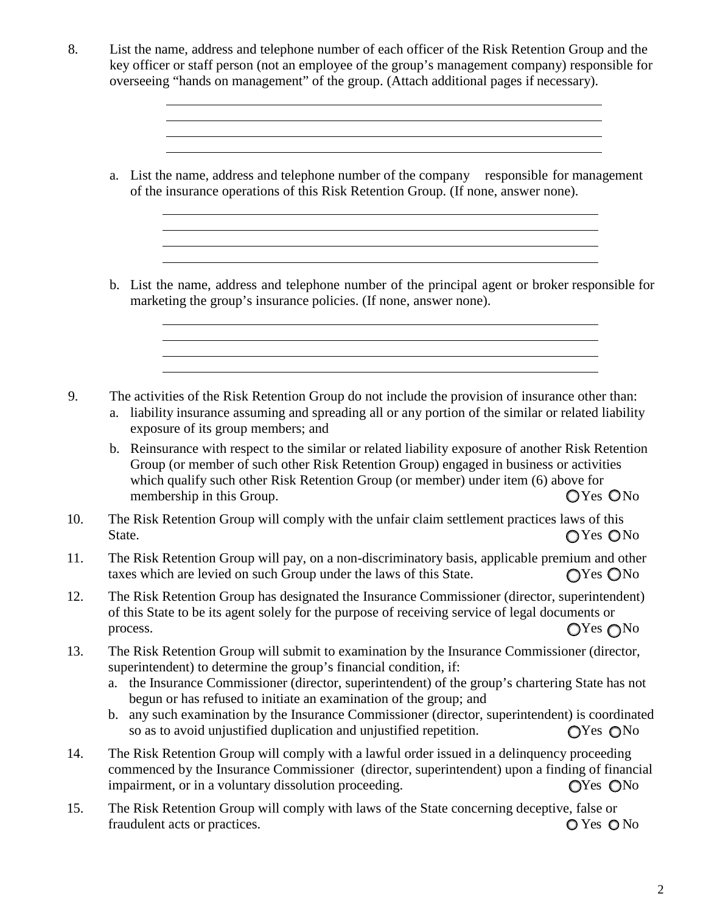8. List the name, address and telephone number of each officer of the Risk Retention Group and the key officer or staff person (not an employee of the group's management company) responsible for overseeing "hands on management" of the group. (Attach additional pages if necessary).

   ______________________________________________
   ______________________________________________
   ______________________________________________
   ______________________________________________

   a. List the name, address and telephone number of the company responsible for management of the insurance operations of this Risk Retention Group. (If none, answer none).

      ______________________________________________
      ______________________________________________
      ______________________________________________
      ______________________________________________

   b. List the name, address and telephone number of the principal agent or broker responsible for marketing the group's insurance policies. (If none, answer none).

      ______________________________________________
      ______________________________________________
      ______________________________________________
      ______________________________________________

9. The activities of the Risk Retention Group do not include the provision of insurance other than:
   a. liability insurance assuming and spreading all or any portion of the similar or related liability exposure of its group members; and
   b. Reinsurance with respect to the similar or related liability exposure of another Risk Retention Group (or member of such other Risk Retention Group) engaged in business or activities which qualify such other Risk Retention Group (or member) under item (6) above for membership in this Group. ○ Yes ○ No

10. The Risk Retention Group will comply with the unfair claim settlement practices laws of this State. ○ Yes ○ No

11. The Risk Retention Group will pay, on a non-discriminatory basis, applicable premium and other taxes which are levied on such Group under the laws of this State. ○ Yes ○ No

12. The Risk Retention Group has designated the Insurance Commissioner (director, superintendent) of this State to be its agent solely for the purpose of receiving service of legal documents or process. ○ Yes ○ No

13. The Risk Retention Group will submit to examination by the Insurance Commissioner (director, superintendent) to determine the group's financial condition, if:
    a. the Insurance Commissioner (director, superintendent) of the group's chartering State has not begun or has refused to initiate an examination of the group; and
    b. any such examination by the Insurance Commissioner (director, superintendent) is coordinated so as to avoid unjustified duplication and unjustified repetition. ○ Yes ○ No

14. The Risk Retention Group will comply with a lawful order issued in a delinquency proceeding commenced by the Insurance Commissioner (director, superintendent) upon a finding of financial impairment, or in a voluntary dissolution proceeding. ○ Yes ○ No

15. The Risk Retention Group will comply with laws of the State concerning deceptive, false or fraudulent acts or practices. ○ Yes ○ No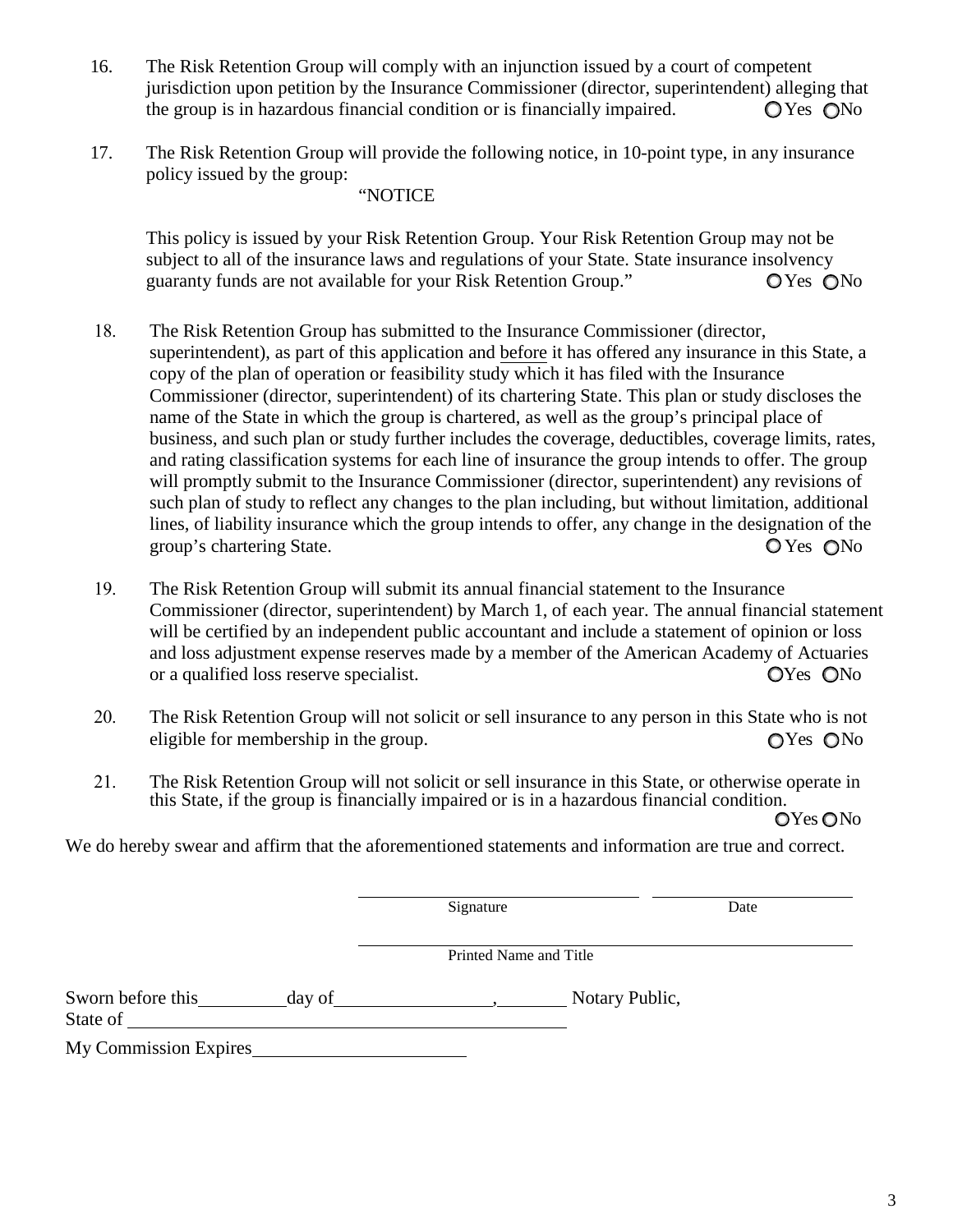16. The Risk Retention Group will comply with an injunction issued by a court of competent jurisdiction upon petition by the Insurance Commissioner (director, superintendent) alleging that the group is in hazardous financial condition or is financially impaired. ○ Yes ○ No

17. The Risk Retention Group will provide the following notice, in 10-point type, in any insurance policy issued by the group:

    "NOTICE

    This policy is issued by your Risk Retention Group. Your Risk Retention Group may not be subject to all of the insurance laws and regulations of your State. State insurance insolvency guaranty funds are not available for your Risk Retention Group." ○ Yes ○ No

18. The Risk Retention Group has submitted to the Insurance Commissioner (director, superintendent), as part of this application and <u>before</u> it has offered any insurance in this State, a copy of the plan of operation or feasibility study which it has filed with the Insurance Commissioner (director, superintendent) of its chartering State. This plan or study discloses the name of the State in which the group is chartered, as well as the group's principal place of business, and such plan or study further includes the coverage, deductibles, coverage limits, rates, and rating classification systems for each line of insurance the group intends to offer. The group will promptly submit to the Insurance Commissioner (director, superintendent) any revisions of such plan of study to reflect any changes to the plan including, but without limitation, additional lines, of liability insurance which the group intends to offer, any change in the designation of the group's chartering State. ○ Yes ○ No

19. The Risk Retention Group will submit its annual financial statement to the Insurance Commissioner (director, superintendent) by March 1, of each year. The annual financial statement will be certified by an independent public accountant and include a statement of opinion or loss and loss adjustment expense reserves made by a member of the American Academy of Actuaries or a qualified loss reserve specialist. ○ Yes ○ No

20. The Risk Retention Group will not solicit or sell insurance to any person in this State who is not eligible for membership in the group. ○ Yes ○ No

21. The Risk Retention Group will not solicit or sell insurance in this State, or otherwise operate in this State, if the group is financially impaired or is in a hazardous financial condition. ○ Yes ○ No

We do hereby swear and affirm that the aforementioned statements and information are true and correct.

\_\_\_\_\_\_\_\_\_\_\_\_\_\_\_\_\_\_\_\_\_\_\_\_\_\_\_\_\_\_ \_\_\_\_\_\_\_\_\_\_\_\_\_\_\_\_\_\_\_\_
Signature Date

\_\_\_\_\_\_\_\_\_\_\_\_\_\_\_\_\_\_\_\_\_\_\_\_\_\_\_\_\_\_\_\_\_\_\_\_\_\_\_\_\_\_\_\_\_\_\_\_\_\_\_\_
Printed Name and Title

Sworn before this\_\_\_\_\_\_\_\_\_\_day of\_\_\_\_\_\_\_\_\_\_\_\_\_\_\_\_\_\_,\_\_\_\_\_\_\_\_ Notary Public,
State of \_\_\_\_\_\_\_\_\_\_\_\_\_\_\_\_\_\_\_\_\_\_\_\_\_\_\_\_\_\_\_\_\_\_\_\_\_\_\_\_\_\_\_\_\_\_\_\_\_\_\_\_

My Commission Expires\_\_\_\_\_\_\_\_\_\_\_\_\_\_\_\_\_\_\_\_\_\_\_\_\_\_